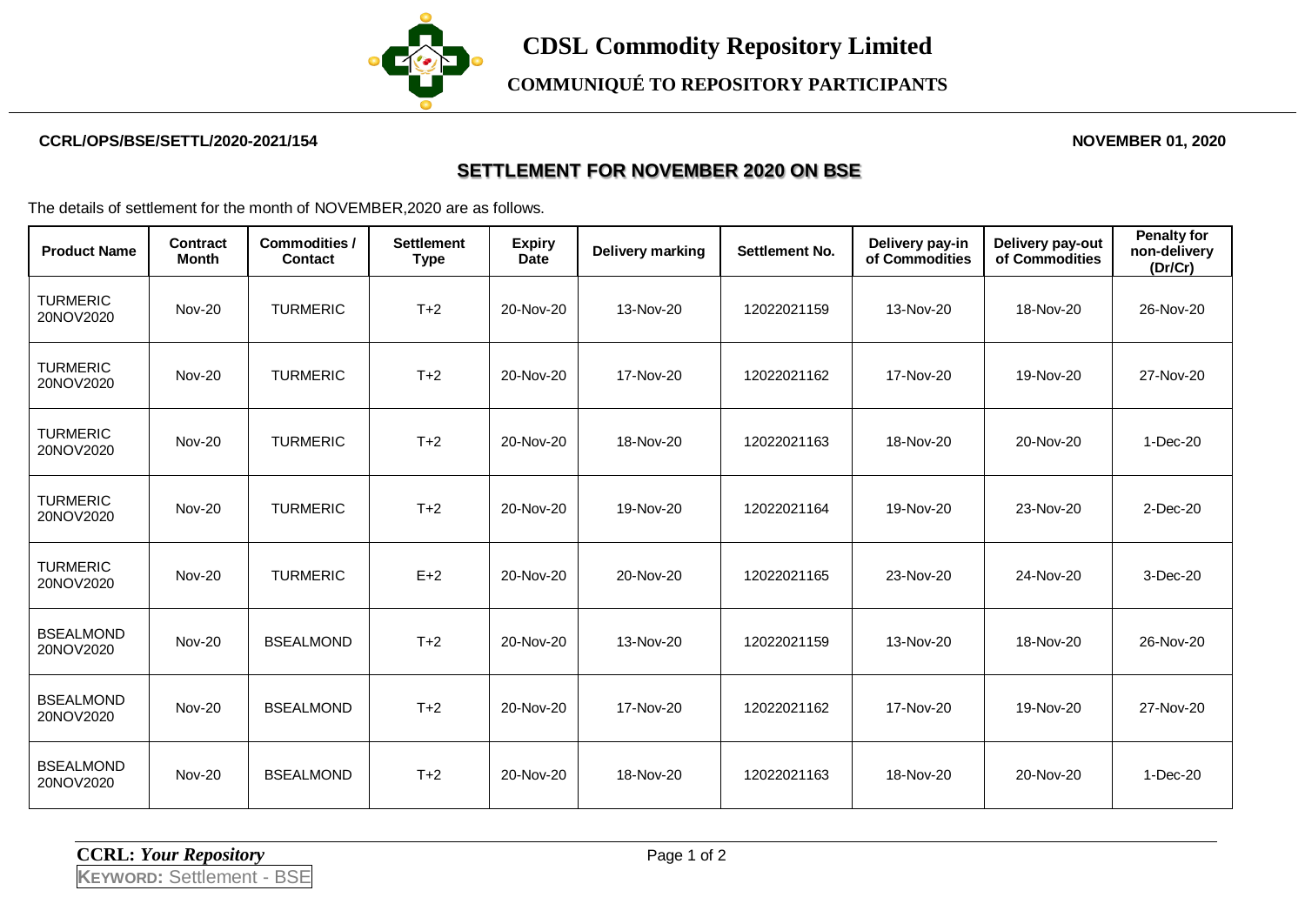# CDSL Commodity Repository Limited

## COMMUNIQUÉ TO REPOSITORY PARTICIPANTS

**CCRL/OPS/BSE/SETTL/2020-2021/154** **NOVEMBER 01, 2020**

## SETTLEMENT FOR NOVEMBER 2020 ON BSE

The details of settlement for the month of NOVEMBER,2020 are as follows.

| Product Name | Contract Month | Commodities / Contact | Settlement Type | Expiry Date | Delivery marking | Settlement No. | Delivery pay-in of Commodities | Delivery pay-out of Commodities | Penalty for non-delivery (Dr/Cr) |
|---|---|---|---|---|---|---|---|---|---|
| TURMERIC 20NOV2020 | Nov-20 | TURMERIC | T+2 | 20-Nov-20 | 13-Nov-20 | 12022021159 | 13-Nov-20 | 18-Nov-20 | 26-Nov-20 |
| TURMERIC 20NOV2020 | Nov-20 | TURMERIC | T+2 | 20-Nov-20 | 17-Nov-20 | 12022021162 | 17-Nov-20 | 19-Nov-20 | 27-Nov-20 |
| TURMERIC 20NOV2020 | Nov-20 | TURMERIC | T+2 | 20-Nov-20 | 18-Nov-20 | 12022021163 | 18-Nov-20 | 20-Nov-20 | 1-Dec-20 |
| TURMERIC 20NOV2020 | Nov-20 | TURMERIC | T+2 | 20-Nov-20 | 19-Nov-20 | 12022021164 | 19-Nov-20 | 23-Nov-20 | 2-Dec-20 |
| TURMERIC 20NOV2020 | Nov-20 | TURMERIC | E+2 | 20-Nov-20 | 20-Nov-20 | 12022021165 | 23-Nov-20 | 24-Nov-20 | 3-Dec-20 |
| BSEALMOND 20NOV2020 | Nov-20 | BSEALMOND | T+2 | 20-Nov-20 | 13-Nov-20 | 12022021159 | 13-Nov-20 | 18-Nov-20 | 26-Nov-20 |
| BSEALMOND 20NOV2020 | Nov-20 | BSEALMOND | T+2 | 20-Nov-20 | 17-Nov-20 | 12022021162 | 17-Nov-20 | 19-Nov-20 | 27-Nov-20 |
| BSEALMOND 20NOV2020 | Nov-20 | BSEALMOND | T+2 | 20-Nov-20 | 18-Nov-20 | 12022021163 | 18-Nov-20 | 20-Nov-20 | 1-Dec-20 |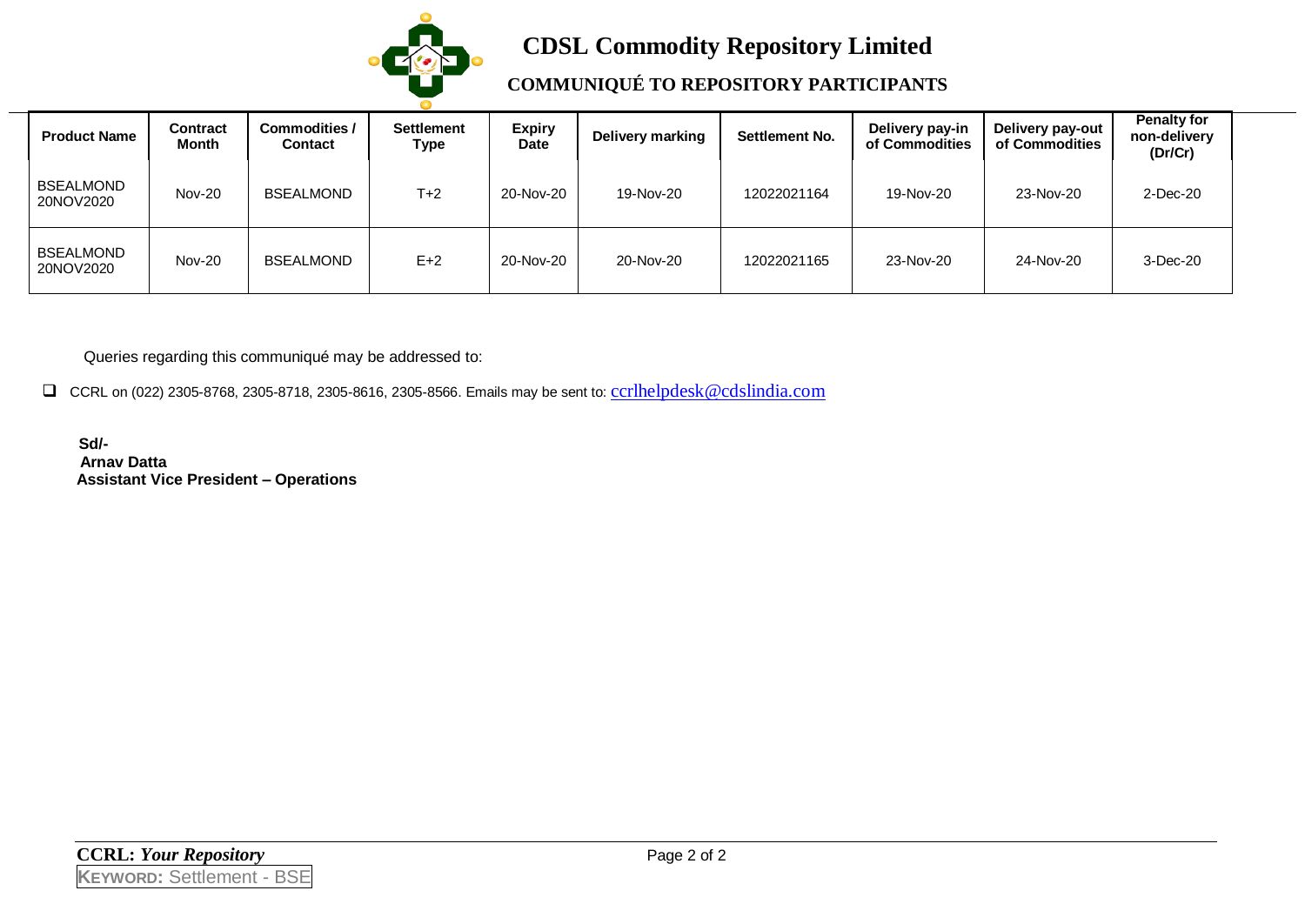# CDSL Commodity Repository Limited

## COMMUNIQUÉ TO REPOSITORY PARTICIPANTS

| Product Name | Contract Month | Commodities / Contact | Settlement Type | Expiry Date | Delivery marking | Settlement No. | Delivery pay-in of Commodities | Delivery pay-out of Commodities | Penalty for non-delivery (Dr/Cr) |
|---|---|---|---|---|---|---|---|---|---|
| BSEALMOND 20NOV2020 | Nov-20 | BSEALMOND | T+2 | 20-Nov-20 | 19-Nov-20 | 12022021164 | 19-Nov-20 | 23-Nov-20 | 2-Dec-20 |
| BSEALMOND 20NOV2020 | Nov-20 | BSEALMOND | E+2 | 20-Nov-20 | 20-Nov-20 | 12022021165 | 23-Nov-20 | 24-Nov-20 | 3-Dec-20 |

Queries regarding this communiqué may be addressed to:

- CCRL on (022) 2305-8768, 2305-8718, 2305-8616, 2305-8566. Emails may be sent to: ccrlhelpdesk@cdslindia.com

**Sd/-**
**Arnav Datta**
**Assistant Vice President – Operations**

**CCRL:** ***Your Repository***

**KEYWORD:** Settlement - BSE